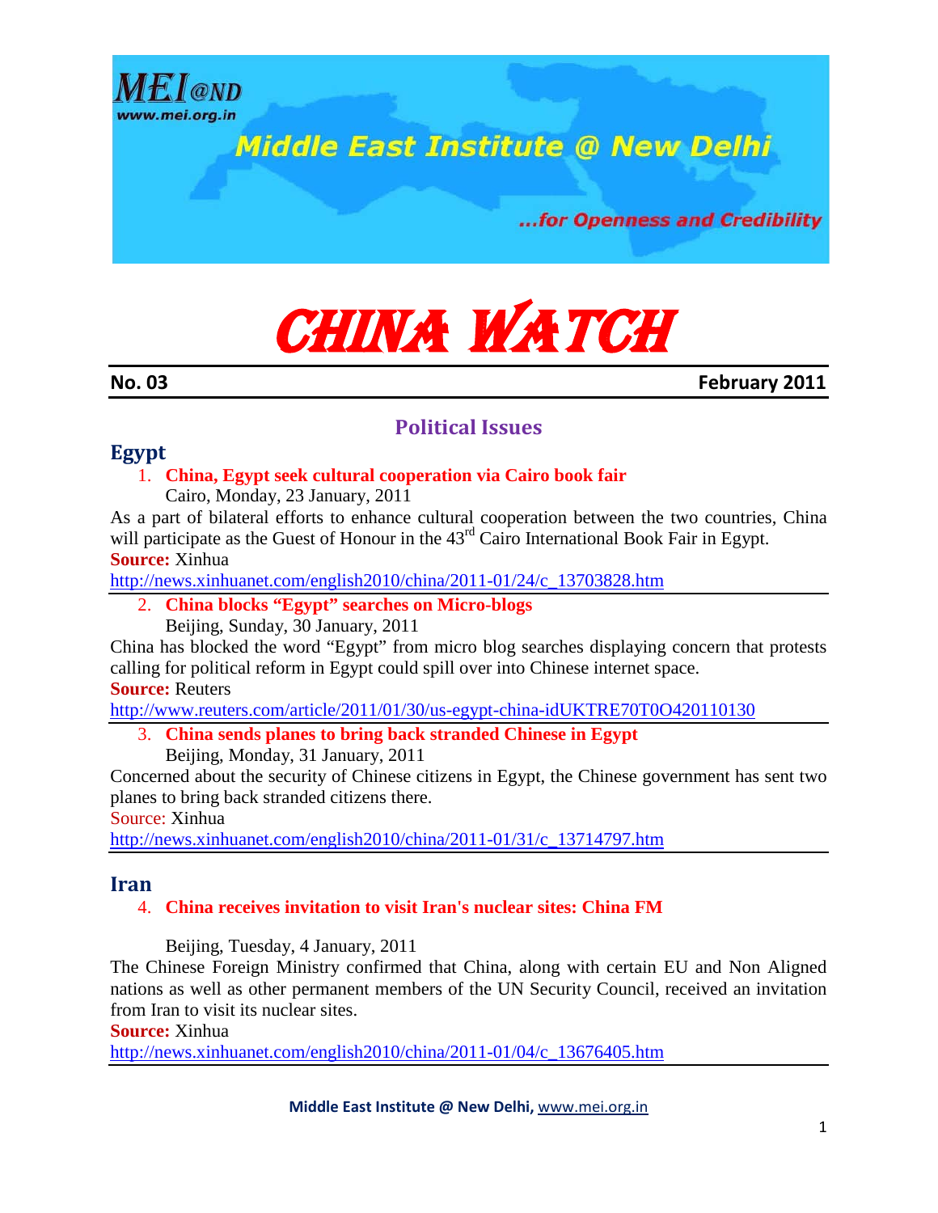# CHINA WATCH

**No. 03** **February 2011**

## Political Issues

### Egypt

1. **China, Egypt seek cultural cooperation via Cairo book fair**
   Cairo, Monday, 23 January, 2011

As a part of bilateral efforts to enhance cultural cooperation between the two countries, China will participate as the Guest of Honour in the 43rd Cairo International Book Fair in Egypt.

**Source:** Xinhua

http://news.xinhuanet.com/english2010/china/2011-01/24/c_13703828.htm

2. **China blocks "Egypt" searches on Micro-blogs**
   Beijing, Sunday, 30 January, 2011

China has blocked the word "Egypt" from micro blog searches displaying concern that protests calling for political reform in Egypt could spill over into Chinese internet space.

**Source:** Reuters

http://www.reuters.com/article/2011/01/30/us-egypt-china-idUKTRE70T0O420110130

3. **China sends planes to bring back stranded Chinese in Egypt**
   Beijing, Monday, 31 January, 2011

Concerned about the security of Chinese citizens in Egypt, the Chinese government has sent two planes to bring back stranded citizens there.

Source: Xinhua

http://news.xinhuanet.com/english2010/china/2011-01/31/c_13714797.htm

### Iran

4. **China receives invitation to visit Iran's nuclear sites: China FM**

   Beijing, Tuesday, 4 January, 2011

The Chinese Foreign Ministry confirmed that China, along with certain EU and Non Aligned nations as well as other permanent members of the UN Security Council, received an invitation from Iran to visit its nuclear sites.

**Source:** Xinhua

http://news.xinhuanet.com/english2010/china/2011-01/04/c_13676405.htm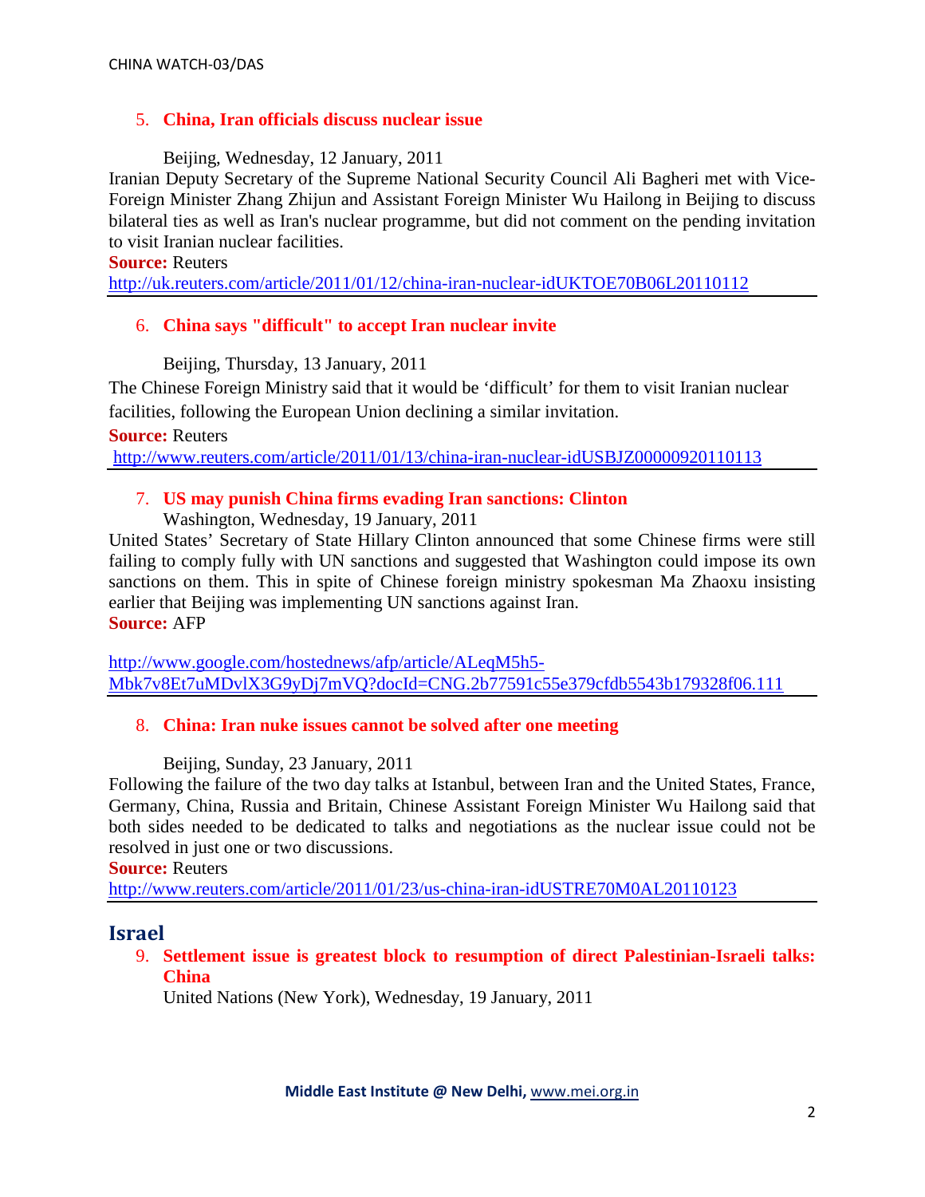5. **China, Iran officials discuss nuclear issue**

Beijing, Wednesday, 12 January, 2011

Iranian Deputy Secretary of the Supreme National Security Council Ali Bagheri met with Vice-Foreign Minister Zhang Zhijun and Assistant Foreign Minister Wu Hailong in Beijing to discuss bilateral ties as well as Iran's nuclear programme, but did not comment on the pending invitation to visit Iranian nuclear facilities.

**Source:** Reuters

http://uk.reuters.com/article/2011/01/12/china-iran-nuclear-idUKTOE70B06L20110112

---

6. **China says "difficult" to accept Iran nuclear invite**

Beijing, Thursday, 13 January, 2011

The Chinese Foreign Ministry said that it would be 'difficult' for them to visit Iranian nuclear facilities, following the European Union declining a similar invitation.

**Source:** Reuters

http://www.reuters.com/article/2011/01/13/china-iran-nuclear-idUSBJZ00000920110113

---

7. **US may punish China firms evading Iran sanctions: Clinton**

Washington, Wednesday, 19 January, 2011

United States' Secretary of State Hillary Clinton announced that some Chinese firms were still failing to comply fully with UN sanctions and suggested that Washington could impose its own sanctions on them. This in spite of Chinese foreign ministry spokesman Ma Zhaoxu insisting earlier that Beijing was implementing UN sanctions against Iran.

**Source:** AFP

http://www.google.com/hostednews/afp/article/ALeqM5h5-Mbk7v8Et7uMDvlX3G9yDj7mVQ?docId=CNG.2b77591c55e379cfdb5543b179328f06.111

---

8. **China: Iran nuke issues cannot be solved after one meeting**

Beijing, Sunday, 23 January, 2011

Following the failure of the two day talks at Istanbul, between Iran and the United States, France, Germany, China, Russia and Britain, Chinese Assistant Foreign Minister Wu Hailong said that both sides needed to be dedicated to talks and negotiations as the nuclear issue could not be resolved in just one or two discussions.

**Source:** Reuters

http://www.reuters.com/article/2011/01/23/us-china-iran-idUSTRE70M0AL20110123

---

## Israel

9. **Settlement issue is greatest block to resumption of direct Palestinian-Israeli talks: China**

United Nations (New York), Wednesday, 19 January, 2011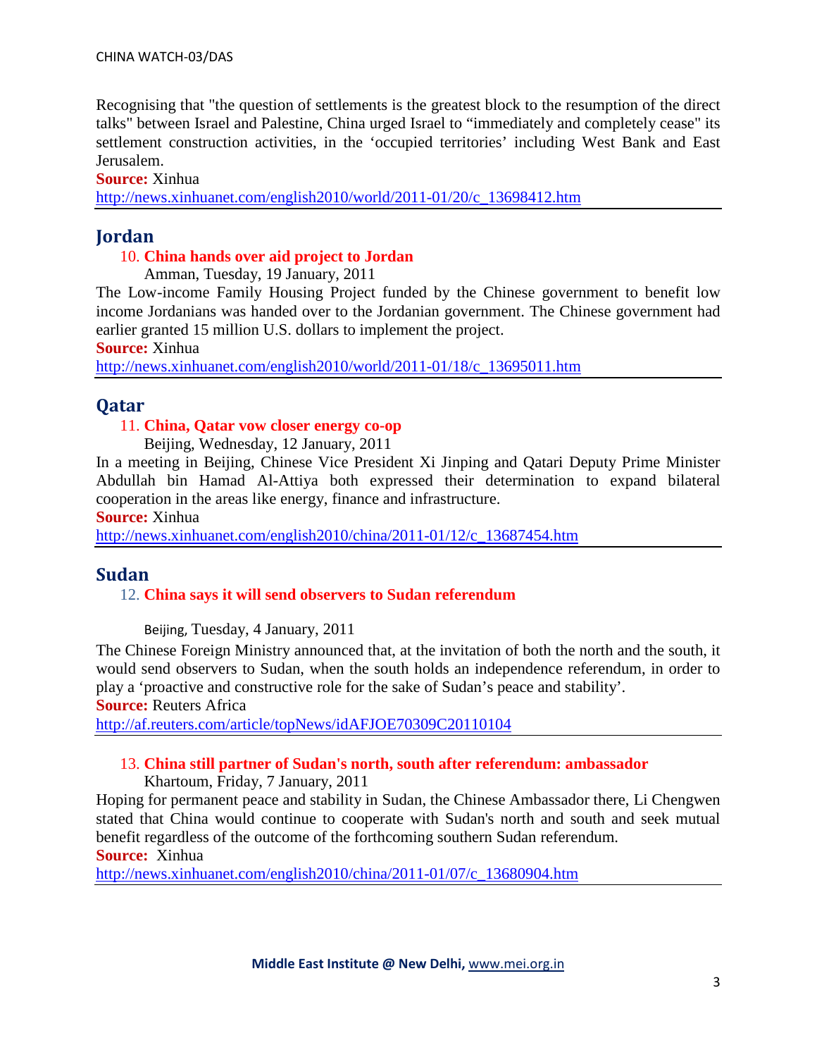Recognising that "the question of settlements is the greatest block to the resumption of the direct talks" between Israel and Palestine, China urged Israel to "immediately and completely cease" its settlement construction activities, in the 'occupied territories' including West Bank and East Jerusalem.

**Source:** Xinhua

http://news.xinhuanet.com/english2010/world/2011-01/20/c_13698412.htm

---

## Jordan

10. **China hands over aid project to Jordan**

    Amman, Tuesday, 19 January, 2011

The Low-income Family Housing Project funded by the Chinese government to benefit low income Jordanians was handed over to the Jordanian government. The Chinese government had earlier granted 15 million U.S. dollars to implement the project.

**Source:** Xinhua

http://news.xinhuanet.com/english2010/world/2011-01/18/c_13695011.htm

---

## Qatar

11. **China, Qatar vow closer energy co-op**

    Beijing, Wednesday, 12 January, 2011

In a meeting in Beijing, Chinese Vice President Xi Jinping and Qatari Deputy Prime Minister Abdullah bin Hamad Al-Attiya both expressed their determination to expand bilateral cooperation in the areas like energy, finance and infrastructure.

**Source:** Xinhua

http://news.xinhuanet.com/english2010/china/2011-01/12/c_13687454.htm

---

## Sudan

12. **China says it will send observers to Sudan referendum**

    Beijing, Tuesday, 4 January, 2011

The Chinese Foreign Ministry announced that, at the invitation of both the north and the south, it would send observers to Sudan, when the south holds an independence referendum, in order to play a 'proactive and constructive role for the sake of Sudan's peace and stability'.

**Source:** Reuters Africa

http://af.reuters.com/article/topNews/idAFJOE70309C20110104

---

13. **China still partner of Sudan's north, south after referendum: ambassador**

    Khartoum, Friday, 7 January, 2011

Hoping for permanent peace and stability in Sudan, the Chinese Ambassador there, Li Chengwen stated that China would continue to cooperate with Sudan's north and south and seek mutual benefit regardless of the outcome of the forthcoming southern Sudan referendum.

**Source:** Xinhua

http://news.xinhuanet.com/english2010/china/2011-01/07/c_13680904.htm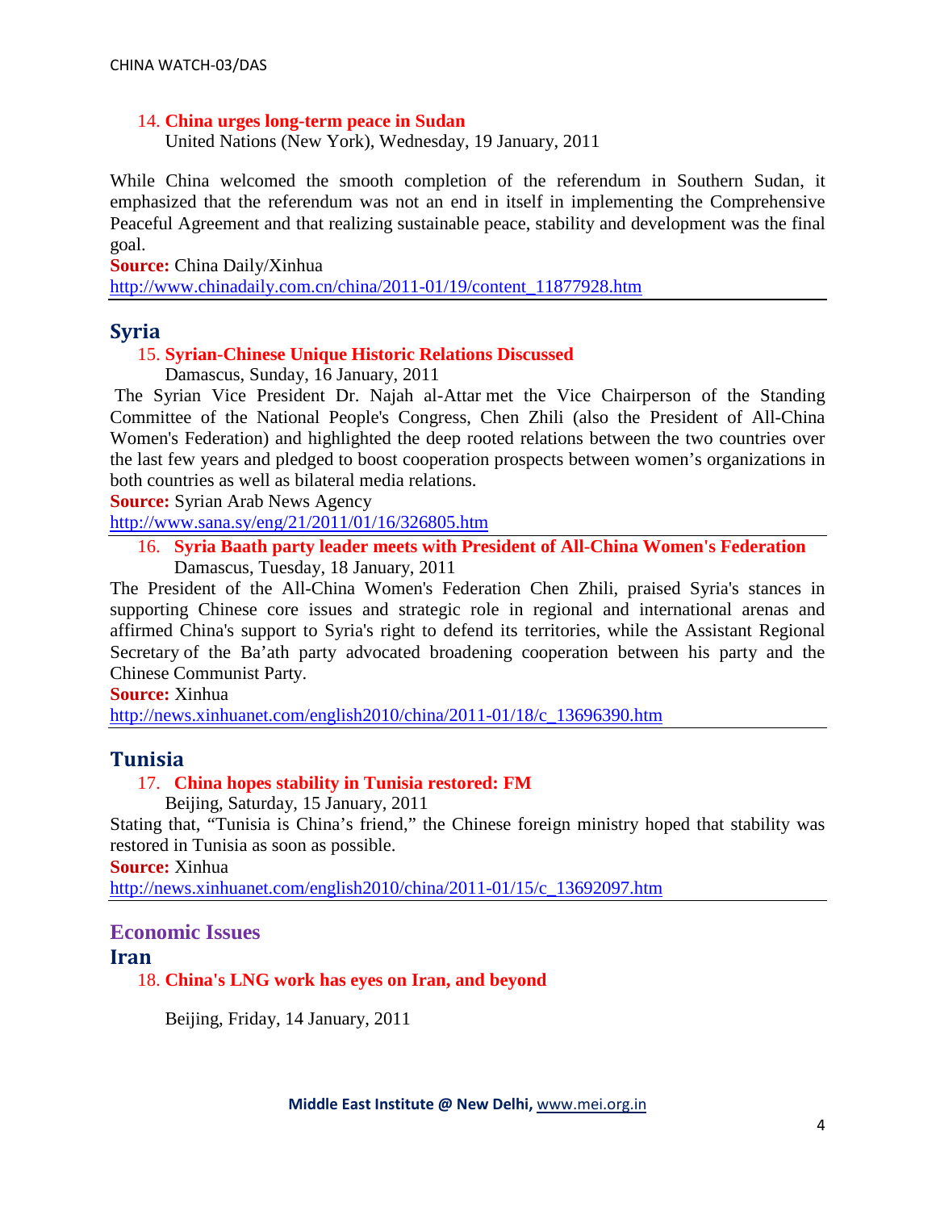14. **China urges long-term peace in Sudan**
    United Nations (New York), Wednesday, 19 January, 2011

While China welcomed the smooth completion of the referendum in Southern Sudan, it emphasized that the referendum was not an end in itself in implementing the Comprehensive Peaceful Agreement and that realizing sustainable peace, stability and development was the final goal.

**Source:** China Daily/Xinhua
http://www.chinadaily.com.cn/china/2011-01/19/content_11877928.htm

## Syria

15. **Syrian-Chinese Unique Historic Relations Discussed**
    Damascus, Sunday, 16 January, 2011

The Syrian Vice President Dr. Najah al-Attar met the Vice Chairperson of the Standing Committee of the National People's Congress, Chen Zhili (also the President of All-China Women's Federation) and highlighted the deep rooted relations between the two countries over the last few years and pledged to boost cooperation prospects between women's organizations in both countries as well as bilateral media relations.

**Source:** Syrian Arab News Agency
http://www.sana.sy/eng/21/2011/01/16/326805.htm

16. **Syria Baath party leader meets with President of All-China Women's Federation**
    Damascus, Tuesday, 18 January, 2011

The President of the All-China Women's Federation Chen Zhili, praised Syria's stances in supporting Chinese core issues and strategic role in regional and international arenas and affirmed China's support to Syria's right to defend its territories, while the Assistant Regional Secretary of the Ba'ath party advocated broadening cooperation between his party and the Chinese Communist Party.

**Source:** Xinhua
http://news.xinhuanet.com/english2010/china/2011-01/18/c_13696390.htm

## Tunisia

17. **China hopes stability in Tunisia restored: FM**
    Beijing, Saturday, 15 January, 2011

Stating that, "Tunisia is China's friend," the Chinese foreign ministry hoped that stability was restored in Tunisia as soon as possible.

**Source:** Xinhua
http://news.xinhuanet.com/english2010/china/2011-01/15/c_13692097.htm

# Economic Issues

## Iran

18. **China's LNG work has eyes on Iran, and beyond**

    Beijing, Friday, 14 January, 2011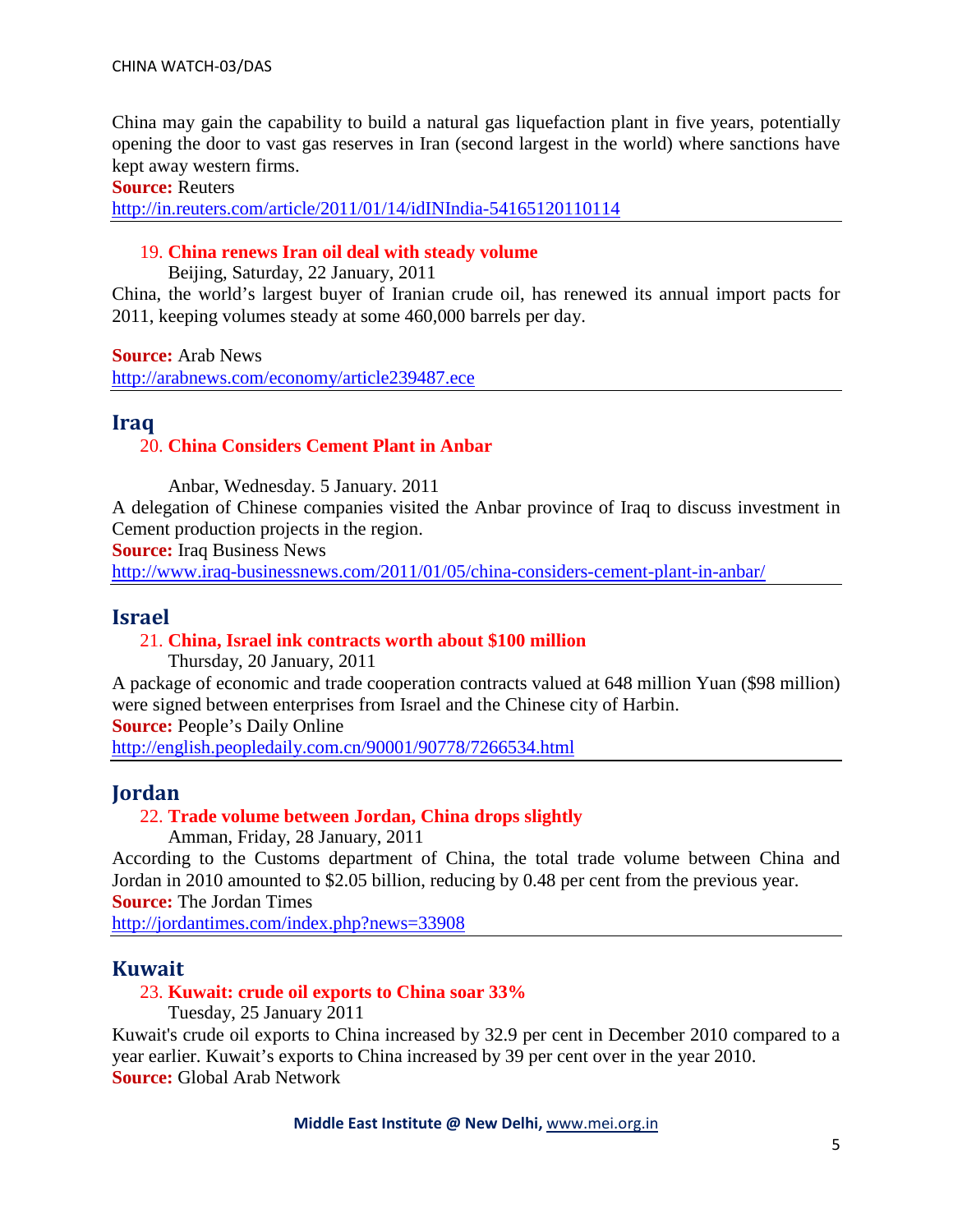China may gain the capability to build a natural gas liquefaction plant in five years, potentially opening the door to vast gas reserves in Iran (second largest in the world) where sanctions have kept away western firms.

**Source:** Reuters
http://in.reuters.com/article/2011/01/14/idINIndia-54165120110114

---

19. **China renews Iran oil deal with steady volume**

Beijing, Saturday, 22 January, 2011

China, the world's largest buyer of Iranian crude oil, has renewed its annual import pacts for 2011, keeping volumes steady at some 460,000 barrels per day.

**Source:** Arab News
http://arabnews.com/economy/article239487.ece

---

## Iraq

20. **China Considers Cement Plant in Anbar**

Anbar, Wednesday. 5 January. 2011

A delegation of Chinese companies visited the Anbar province of Iraq to discuss investment in Cement production projects in the region.

**Source:** Iraq Business News
http://www.iraq-businessnews.com/2011/01/05/china-considers-cement-plant-in-anbar/

---

## Israel

21. **China, Israel ink contracts worth about $100 million**

Thursday, 20 January, 2011

A package of economic and trade cooperation contracts valued at 648 million Yuan ($98 million) were signed between enterprises from Israel and the Chinese city of Harbin.

**Source:** People's Daily Online
http://english.peopledaily.com.cn/90001/90778/7266534.html

---

## Jordan

22. **Trade volume between Jordan, China drops slightly**

Amman, Friday, 28 January, 2011

According to the Customs department of China, the total trade volume between China and Jordan in 2010 amounted to $2.05 billion, reducing by 0.48 per cent from the previous year.

**Source:** The Jordan Times
http://jordantimes.com/index.php?news=33908

---

## Kuwait

23. **Kuwait: crude oil exports to China soar 33%**

Tuesday, 25 January 2011

Kuwait's crude oil exports to China increased by 32.9 per cent in December 2010 compared to a year earlier. Kuwait's exports to China increased by 39 per cent over in the year 2010.

**Source:** Global Arab Network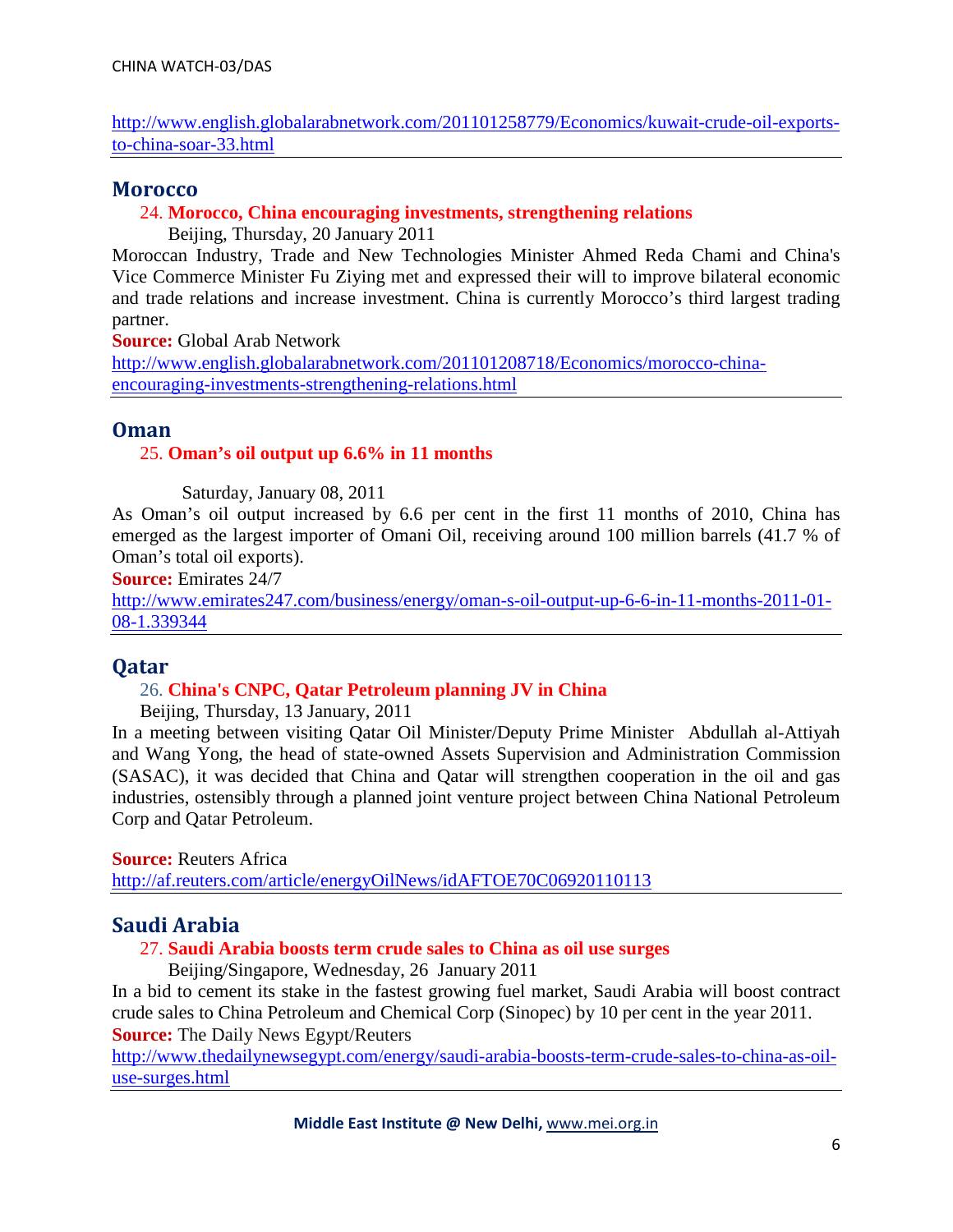http://www.english.globalarabnetwork.com/201101258779/Economics/kuwait-crude-oil-exports-to-china-soar-33.html

## Morocco

24. **Morocco, China encouraging investments, strengthening relations**

Beijing, Thursday, 20 January 2011

Moroccan Industry, Trade and New Technologies Minister Ahmed Reda Chami and China's Vice Commerce Minister Fu Ziying met and expressed their will to improve bilateral economic and trade relations and increase investment. China is currently Morocco's third largest trading partner.

**Source:** Global Arab Network

http://www.english.globalarabnetwork.com/201101208718/Economics/morocco-china-encouraging-investments-strengthening-relations.html

## Oman

25. **Oman's oil output up 6.6% in 11 months**

Saturday, January 08, 2011

As Oman's oil output increased by 6.6 per cent in the first 11 months of 2010, China has emerged as the largest importer of Omani Oil, receiving around 100 million barrels (41.7 % of Oman's total oil exports).

**Source:** Emirates 24/7

http://www.emirates247.com/business/energy/oman-s-oil-output-up-6-6-in-11-months-2011-01-08-1.339344

## Qatar

26. **China's CNPC, Qatar Petroleum planning JV in China**

Beijing, Thursday, 13 January, 2011

In a meeting between visiting Qatar Oil Minister/Deputy Prime Minister Abdullah al-Attiyah and Wang Yong, the head of state-owned Assets Supervision and Administration Commission (SASAC), it was decided that China and Qatar will strengthen cooperation in the oil and gas industries, ostensibly through a planned joint venture project between China National Petroleum Corp and Qatar Petroleum.

**Source:** Reuters Africa

http://af.reuters.com/article/energyOilNews/idAFTOE70C06920110113

## Saudi Arabia

27. **Saudi Arabia boosts term crude sales to China as oil use surges**

Beijing/Singapore, Wednesday, 26 January 2011

In a bid to cement its stake in the fastest growing fuel market, Saudi Arabia will boost contract crude sales to China Petroleum and Chemical Corp (Sinopec) by 10 per cent in the year 2011.

**Source:** The Daily News Egypt/Reuters

http://www.thedailynewsegypt.com/energy/saudi-arabia-boosts-term-crude-sales-to-china-as-oil-use-surges.html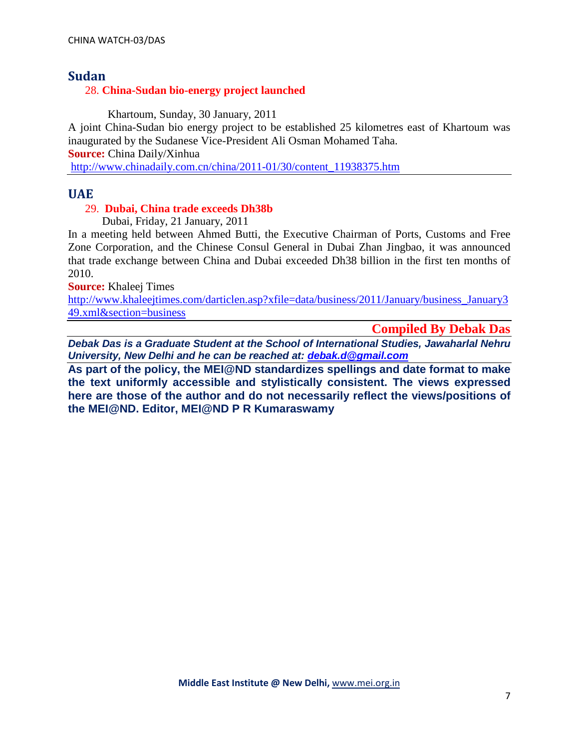## Sudan

### 28. China-Sudan bio-energy project launched

Khartoum, Sunday, 30 January, 2011

A joint China-Sudan bio energy project to be established 25 kilometres east of Khartoum was inaugurated by the Sudanese Vice-President Ali Osman Mohamed Taha.

**Source:** China Daily/Xinhua

http://www.chinadaily.com.cn/china/2011-01/30/content_11938375.htm

---

## UAE

### 29. Dubai, China trade exceeds Dh38b

Dubai, Friday, 21 January, 2011

In a meeting held between Ahmed Butti, the Executive Chairman of Ports, Customs and Free Zone Corporation, and the Chinese Consul General in Dubai Zhan Jingbao, it was announced that trade exchange between China and Dubai exceeded Dh38 billion in the first ten months of 2010.

**Source:** Khaleej Times

http://www.khaleejtimes.com/darticlen.asp?xfile=data/business/2011/January/business_January349.xml&section=business

---

**Compiled By Debak Das**

***Debak Das is a Graduate Student at the School of International Studies, Jawaharlal Nehru University, New Delhi and he can be reached at: debak.d@gmail.com***

**As part of the policy, the MEI@ND standardizes spellings and date format to make the text uniformly accessible and stylistically consistent. The views expressed here are those of the author and do not necessarily reflect the views/positions of the MEI@ND. Editor, MEI@ND P R Kumaraswamy**